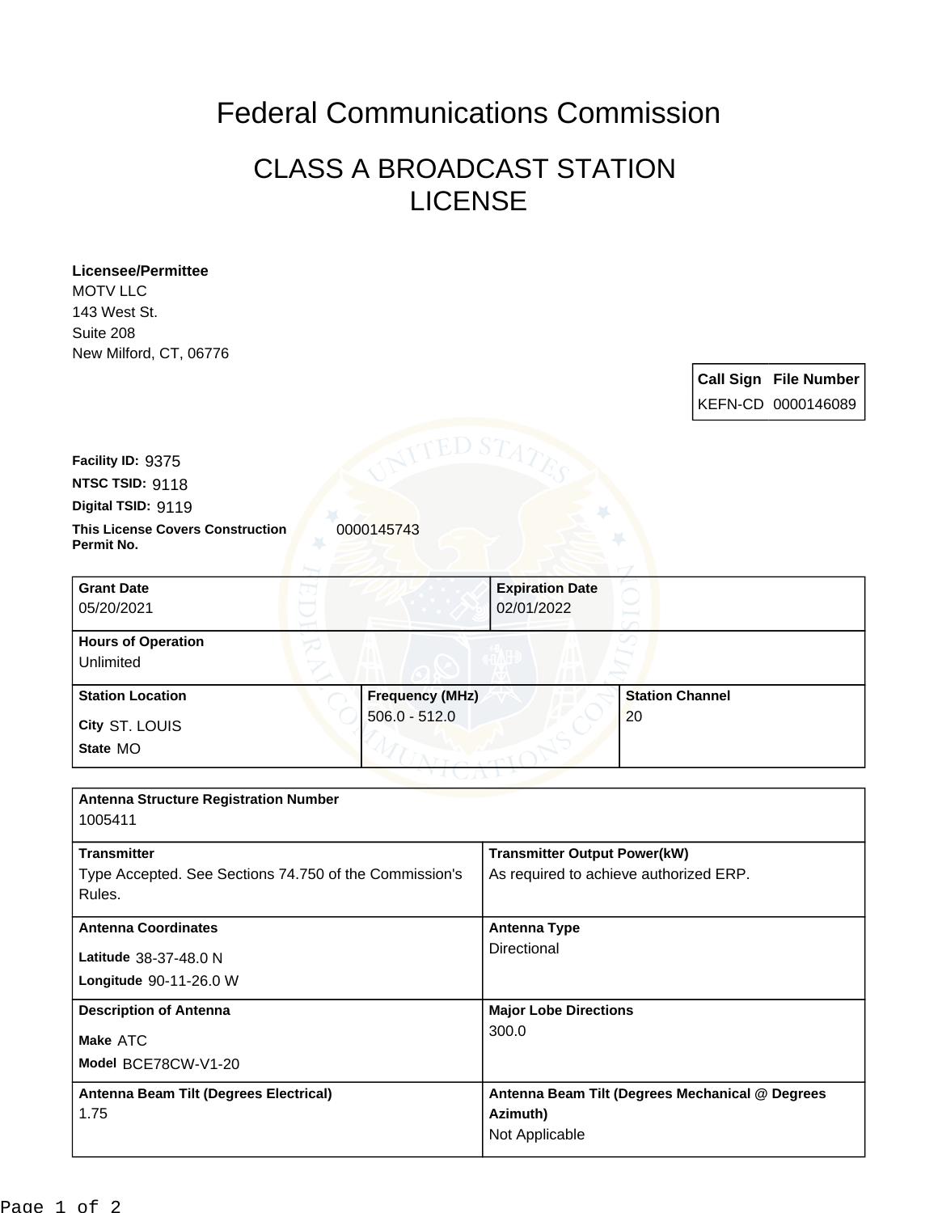# Federal Communications Commission

## CLASS A BROADCAST STATION LICENSE

**Licensee/Permittee**
MOTV LLC
143 West St.
Suite 208
New Milford, CT, 06776

| Call Sign | File Number |
|---|---|
| KEFN-CD | 0000146089 |

**Facility ID:** 9375
**NTSC TSID:** 9118
**Digital TSID:** 9119
**This License Covers Construction Permit No.** 0000145743

| **Grant Date** | **Expiration Date** |
|---|---|
| 05/20/2021 | 02/01/2022 |

**Hours of Operation**
Unlimited

| **Station Location** | **Frequency (MHz)** | **Station Channel** |
|---|---|---|
| City ST. LOUIS<br>State MO | 506.0 - 512.0 | 20 |

**Antenna Structure Registration Number**
1005411

| **Transmitter** | **Transmitter Output Power(kW)** |
|---|---|
| Type Accepted. See Sections 74.750 of the Commission's Rules. | As required to achieve authorized ERP. |
| **Antenna Coordinates** | **Antenna Type** |
| Latitude 38-37-48.0 N<br>Longitude 90-11-26.0 W | Directional |
| **Description of Antenna** | **Major Lobe Directions** |
| Make ATC<br>Model BCE78CW-V1-20 | 300.0 |
| **Antenna Beam Tilt (Degrees Electrical)** | **Antenna Beam Tilt (Degrees Mechanical @ Degrees Azimuth)** |
| 1.75 | Not Applicable |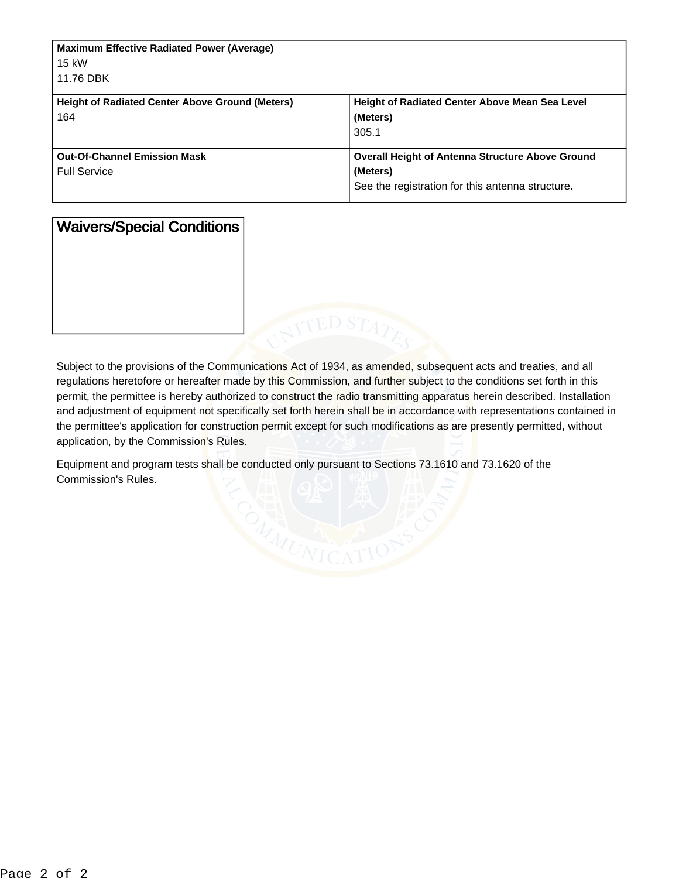| | |
|---|---|
| **Maximum Effective Radiated Power (Average)**<br>15 kW<br>11.76 DBK | |
| **Height of Radiated Center Above Ground (Meters)**<br>164 | **Height of Radiated Center Above Mean Sea Level (Meters)**<br>305.1 |
| **Out-Of-Channel Emission Mask**<br>Full Service | **Overall Height of Antenna Structure Above Ground (Meters)**<br>See the registration for this antenna structure. |

## Waivers/Special Conditions

Subject to the provisions of the Communications Act of 1934, as amended, subsequent acts and treaties, and all regulations heretofore or hereafter made by this Commission, and further subject to the conditions set forth in this permit, the permittee is hereby authorized to construct the radio transmitting apparatus herein described. Installation and adjustment of equipment not specifically set forth herein shall be in accordance with representations contained in the permittee's application for construction permit except for such modifications as are presently permitted, without application, by the Commission's Rules.

Equipment and program tests shall be conducted only pursuant to Sections 73.1610 and 73.1620 of the Commission's Rules.